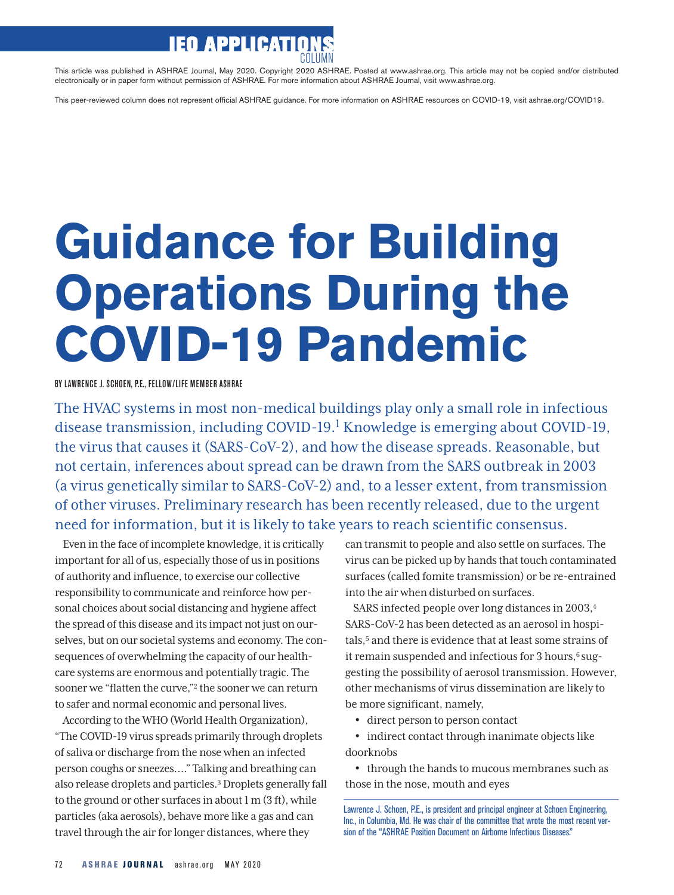IEQ APPLICATIONS COLUMN

This article was published in ASHRAE Journal, May 2020. Copyright 2020 ASHRAE. Posted at www.ashrae.org. This article may not be copied and/or distributed electronically or in paper form without permission of ASHRAE. For more information about ASHRAE Journal, visit www.ashrae.org.

This peer-reviewed column does not represent official ASHRAE guidance. For more information on ASHRAE resources on COVID-19, visit ashrae.org/COVID19.

# Guidance for Building Operations During the COVID-19 Pandemic

BY LAWRENCE J. SCHOEN, P.E., FELLOW/LIFE MEMBER ASHRAE

The HVAC systems in most non-medical buildings play only a small role in infectious disease transmission, including COVID-19.[1] Knowledge is emerging about COVID-19, the virus that causes it (SARS-CoV-2), and how the disease spreads. Reasonable, but not certain, inferences about spread can be drawn from the SARS outbreak in 2003 (a virus genetically similar to SARS-CoV-2) and, to a lesser extent, from transmission of other viruses. Preliminary research has been recently released, due to the urgent need for information, but it is likely to take years to reach scientific consensus.

Even in the face of incomplete knowledge, it is critically important for all of us, especially those of us in positions of authority and influence, to exercise our collective responsibility to communicate and reinforce how personal choices about social distancing and hygiene affect the spread of this disease and its impact not just on ourselves, but on our societal systems and economy. The consequences of overwhelming the capacity of our healthcare systems are enormous and potentially tragic. The sooner we "flatten the curve,"[2] the sooner we can return to safer and normal economic and personal lives.

According to the WHO (World Health Organization), "The COVID-19 virus spreads primarily through droplets of saliva or discharge from the nose when an infected person coughs or sneezes…." Talking and breathing can also release droplets and particles.[3] Droplets generally fall to the ground or other surfaces in about 1 m (3 ft), while particles (aka aerosols), behave more like a gas and can travel through the air for longer distances, where they can transmit to people and also settle on surfaces. The virus can be picked up by hands that touch contaminated surfaces (called fomite transmission) or be re-entrained into the air when disturbed on surfaces.

SARS infected people over long distances in 2003,[4] SARS-CoV-2 has been detected as an aerosol in hospitals,[5] and there is evidence that at least some strains of it remain suspended and infectious for 3 hours,[6] suggesting the possibility of aerosol transmission. However, other mechanisms of virus dissemination are likely to be more significant, namely,

- direct person to person contact
- indirect contact through inanimate objects like doorknobs
- through the hands to mucous membranes such as those in the nose, mouth and eyes

Lawrence J. Schoen, P.E., is president and principal engineer at Schoen Engineering, Inc., in Columbia, Md. He was chair of the committee that wrote the most recent version of the "ASHRAE Position Document on Airborne Infectious Diseases."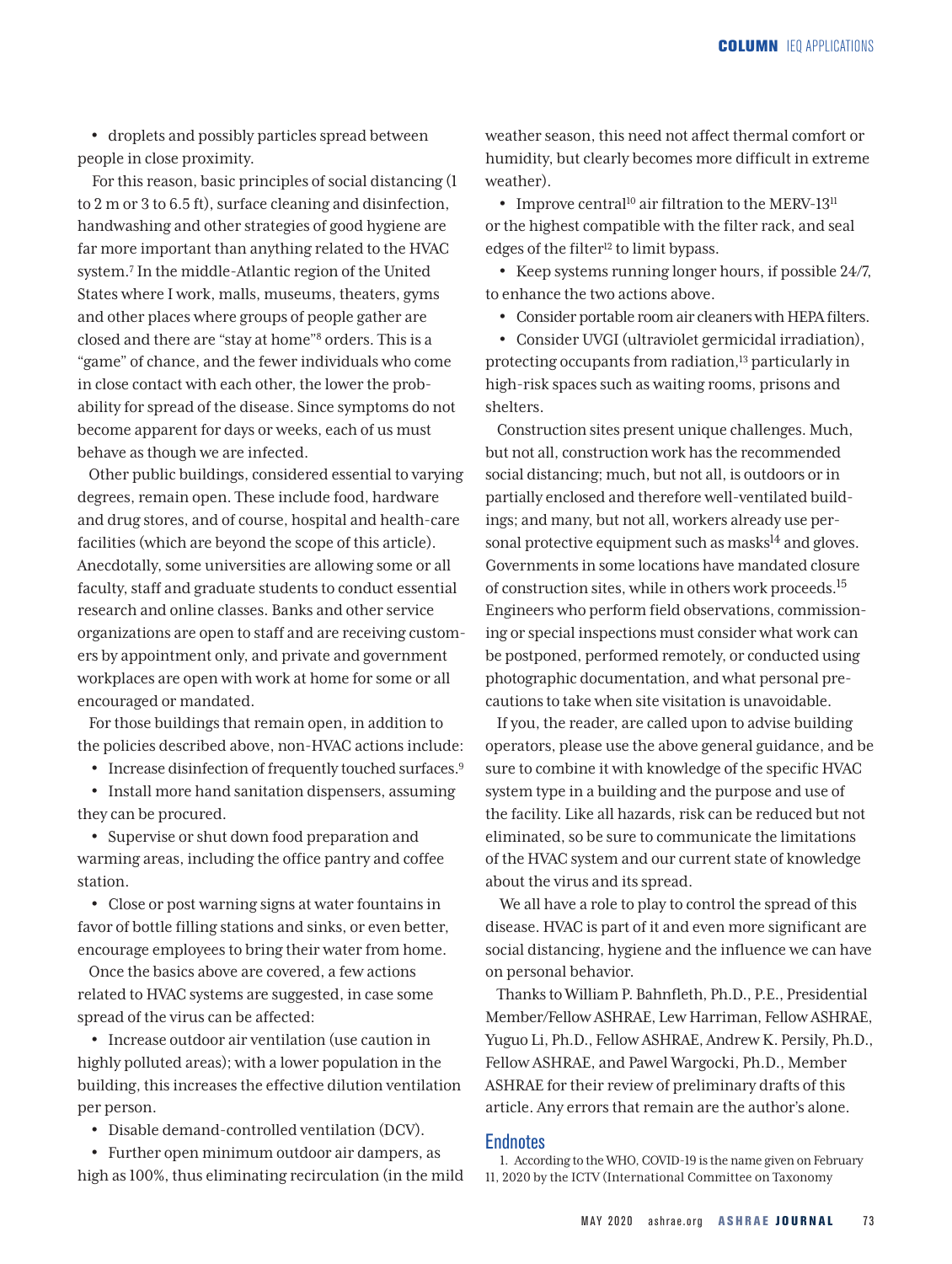- droplets and possibly particles spread between people in close proximity.

For this reason, basic principles of social distancing (1 to 2 m or 3 to 6.5 ft), surface cleaning and disinfection, handwashing and other strategies of good hygiene are far more important than anything related to the HVAC system.[7] In the middle-Atlantic region of the United States where I work, malls, museums, theaters, gyms and other places where groups of people gather are closed and there are "stay at home"[8] orders. This is a "game" of chance, and the fewer individuals who come in close contact with each other, the lower the probability for spread of the disease. Since symptoms do not become apparent for days or weeks, each of us must behave as though we are infected.

Other public buildings, considered essential to varying degrees, remain open. These include food, hardware and drug stores, and of course, hospital and health-care facilities (which are beyond the scope of this article). Anecdotally, some universities are allowing some or all faculty, staff and graduate students to conduct essential research and online classes. Banks and other service organizations are open to staff and are receiving customers by appointment only, and private and government workplaces are open with work at home for some or all encouraged or mandated.

For those buildings that remain open, in addition to the policies described above, non-HVAC actions include:

- Increase disinfection of frequently touched surfaces.[9]
- Install more hand sanitation dispensers, assuming they can be procured.
- Supervise or shut down food preparation and warming areas, including the office pantry and coffee station.
- Close or post warning signs at water fountains in favor of bottle filling stations and sinks, or even better, encourage employees to bring their water from home.

Once the basics above are covered, a few actions related to HVAC systems are suggested, in case some spread of the virus can be affected:

- Increase outdoor air ventilation (use caution in highly polluted areas); with a lower population in the building, this increases the effective dilution ventilation per person.
- Disable demand-controlled ventilation (DCV).
- Further open minimum outdoor air dampers, as high as 100%, thus eliminating recirculation (in the mild weather season, this need not affect thermal comfort or humidity, but clearly becomes more difficult in extreme weather).
- Improve central[10] air filtration to the MERV-13[11] or the highest compatible with the filter rack, and seal edges of the filter[12] to limit bypass.
- Keep systems running longer hours, if possible 24/7, to enhance the two actions above.
- Consider portable room air cleaners with HEPA filters.
- Consider UVGI (ultraviolet germicidal irradiation), protecting occupants from radiation,[13] particularly in high-risk spaces such as waiting rooms, prisons and shelters.

Construction sites present unique challenges. Much, but not all, construction work has the recommended social distancing; much, but not all, is outdoors or in partially enclosed and therefore well-ventilated buildings; and many, but not all, workers already use personal protective equipment such as masks[14] and gloves. Governments in some locations have mandated closure of construction sites, while in others work proceeds.[15] Engineers who perform field observations, commissioning or special inspections must consider what work can be postponed, performed remotely, or conducted using photographic documentation, and what personal precautions to take when site visitation is unavoidable.

If you, the reader, are called upon to advise building operators, please use the above general guidance, and be sure to combine it with knowledge of the specific HVAC system type in a building and the purpose and use of the facility. Like all hazards, risk can be reduced but not eliminated, so be sure to communicate the limitations of the HVAC system and our current state of knowledge about the virus and its spread.

We all have a role to play to control the spread of this disease. HVAC is part of it and even more significant are social distancing, hygiene and the influence we can have on personal behavior.

Thanks to William P. Bahnfleth, Ph.D., P.E., Presidential Member/Fellow ASHRAE, Lew Harriman, Fellow ASHRAE, Yuguo Li, Ph.D., Fellow ASHRAE, Andrew K. Persily, Ph.D., Fellow ASHRAE, and Pawel Wargocki, Ph.D., Member ASHRAE for their review of preliminary drafts of this article. Any errors that remain are the author's alone.

## Endnotes

1. According to the WHO, COVID-19 is the name given on February 11, 2020 by the ICTV (International Committee on Taxonomy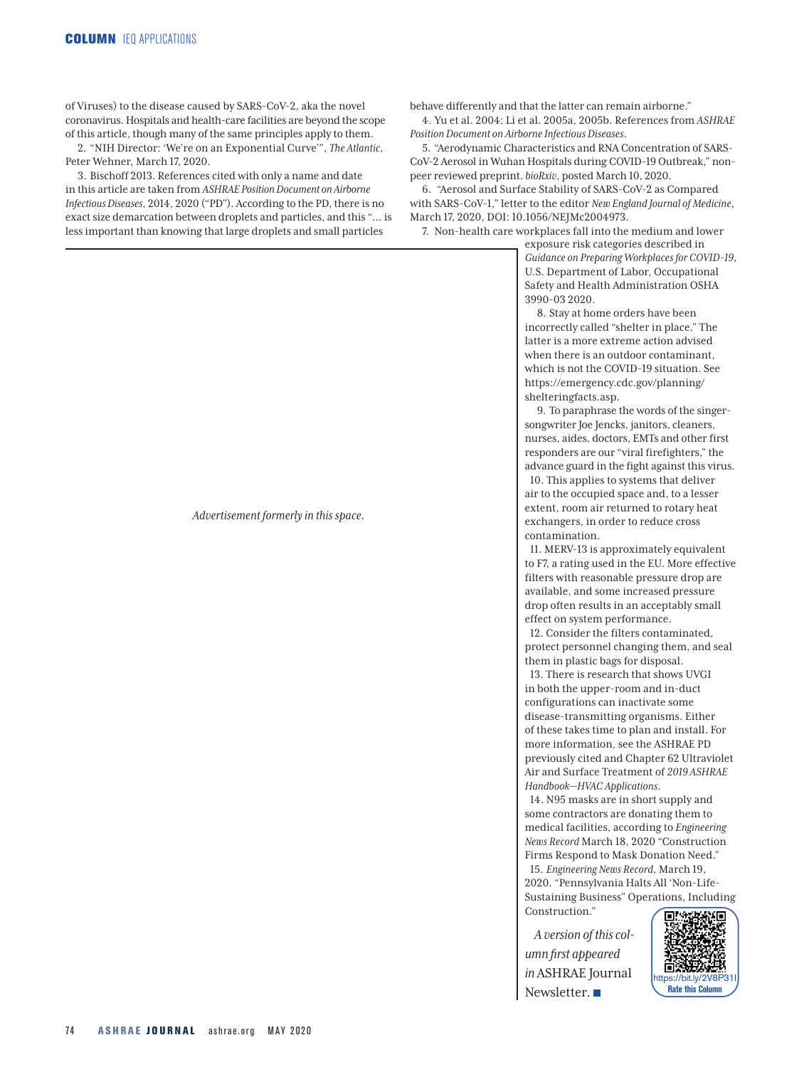of Viruses) to the disease caused by SARS-CoV-2, aka the novel coronavirus. Hospitals and health-care facilities are beyond the scope of this article, though many of the same principles apply to them.

2. "NIH Director: 'We're on an Exponential Curve'", *The Atlantic*, Peter Wehner, March 17, 2020.

3. Bischoff 2013. References cited with only a name and date in this article are taken from *ASHRAE Position Document on Airborne Infectious Diseases*, 2014, 2020 ("PD"). According to the PD, there is no exact size demarcation between droplets and particles, and this "… is less important than knowing that large droplets and small particles behave differently and that the latter can remain airborne."

4. Yu et al. 2004; Li et al. 2005a, 2005b. References from *ASHRAE Position Document on Airborne Infectious Diseases*.

5. "Aerodynamic Characteristics and RNA Concentration of SARS-CoV-2 Aerosol in Wuhan Hospitals during COVID-19 Outbreak," non-peer reviewed preprint. *bioRxiv*, posted March 10, 2020.

6. "Aerosol and Surface Stability of SARS-CoV-2 as Compared with SARS-CoV-1," letter to the editor *New England Journal of Medicine*, March 17, 2020, DOI: 10.1056/NEJMc2004973.

7. Non-health care workplaces fall into the medium and lower exposure risk categories described in *Guidance on Preparing Workplaces for COVID-19*, U.S. Department of Labor, Occupational Safety and Health Administration OSHA 3990-03 2020.

8. Stay at home orders have been incorrectly called "shelter in place." The latter is a more extreme action advised when there is an outdoor contaminant, which is not the COVID-19 situation. See https://emergency.cdc.gov/planning/shelteringfacts.asp.

9. To paraphrase the words of the singer-songwriter Joe Jencks, janitors, cleaners, nurses, aides, doctors, EMTs and other first responders are our "viral firefighters," the advance guard in the fight against this virus.

10. This applies to systems that deliver air to the occupied space and, to a lesser extent, room air returned to rotary heat exchangers, in order to reduce cross contamination.

11. MERV-13 is approximately equivalent to F7, a rating used in the EU. More effective filters with reasonable pressure drop are available, and some increased pressure drop often results in an acceptably small effect on system performance.

12. Consider the filters contaminated, protect personnel changing them, and seal them in plastic bags for disposal.

13. There is research that shows UVGI in both the upper-room and in-duct configurations can inactivate some disease-transmitting organisms. Either of these takes time to plan and install. For more information, see the ASHRAE PD previously cited and Chapter 62 Ultraviolet Air and Surface Treatment of *2019 ASHRAE Handbook—HVAC Applications*.

14. N95 masks are in short supply and some contractors are donating them to medical facilities, according to *Engineering News Record* March 18, 2020 "Construction Firms Respond to Mask Donation Need."

15. *Engineering News Record*, March 19, 2020. "Pennsylvania Halts All 'Non-Life-Sustaining Business" Operations, Including Construction."

*A version of this column first appeared in* ASHRAE Journal Newsletter. ■

*Advertisement formerly in this space.*

https://bit.ly/2V8P31I
Rate this Column